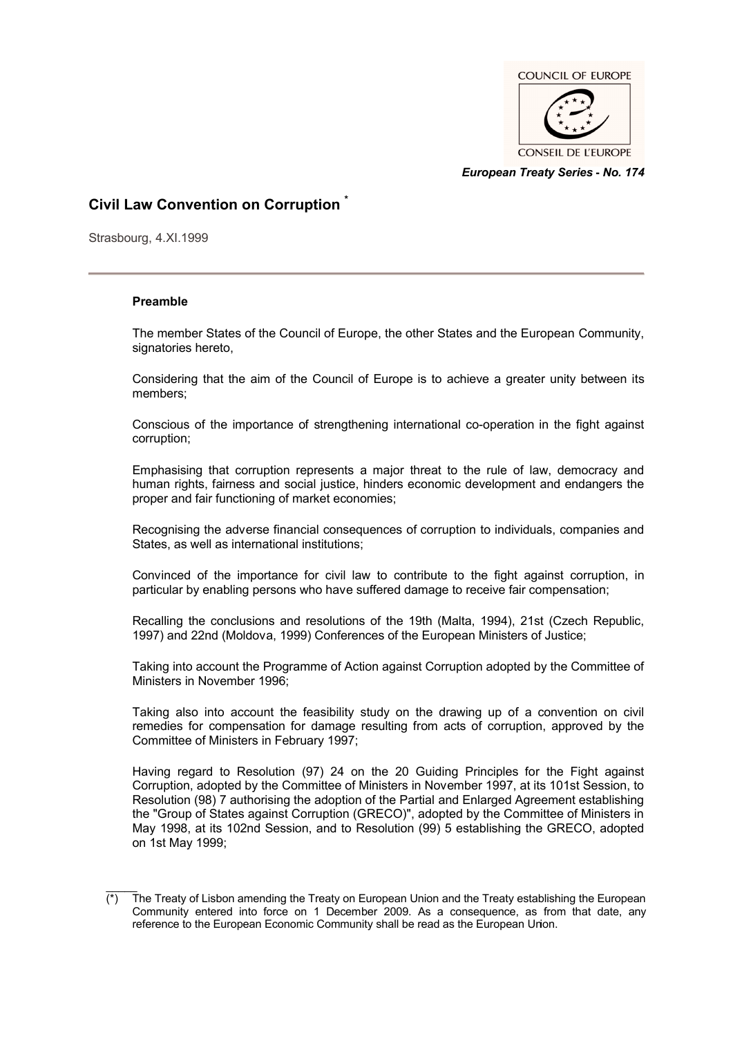COUNCIL OF EUROPE

CONSEIL DE L'EUROPE

*European Treaty Series - No. 174*

# Civil Law Convention on Corruption [*]

Strasbourg, 4.XI.1999

**Preamble**

The member States of the Council of Europe, the other States and the European Community, signatories hereto,

Considering that the aim of the Council of Europe is to achieve a greater unity between its members;

Conscious of the importance of strengthening international co-operation in the fight against corruption;

Emphasising that corruption represents a major threat to the rule of law, democracy and human rights, fairness and social justice, hinders economic development and endangers the proper and fair functioning of market economies;

Recognising the adverse financial consequences of corruption to individuals, companies and States, as well as international institutions;

Convinced of the importance for civil law to contribute to the fight against corruption, in particular by enabling persons who have suffered damage to receive fair compensation;

Recalling the conclusions and resolutions of the 19th (Malta, 1994), 21st (Czech Republic, 1997) and 22nd (Moldova, 1999) Conferences of the European Ministers of Justice;

Taking into account the Programme of Action against Corruption adopted by the Committee of Ministers in November 1996;

Taking also into account the feasibility study on the drawing up of a convention on civil remedies for compensation for damage resulting from acts of corruption, approved by the Committee of Ministers in February 1997;

Having regard to Resolution (97) 24 on the 20 Guiding Principles for the Fight against Corruption, adopted by the Committee of Ministers in November 1997, at its 101st Session, to Resolution (98) 7 authorising the adoption of the Partial and Enlarged Agreement establishing the "Group of States against Corruption (GRECO)", adopted by the Committee of Ministers in May 1998, at its 102nd Session, and to Resolution (99) 5 establishing the GRECO, adopted on 1st May 1999;

(*) The Treaty of Lisbon amending the Treaty on European Union and the Treaty establishing the European Community entered into force on 1 December 2009. As a consequence, as from that date, any reference to the European Economic Community shall be read as the European Union.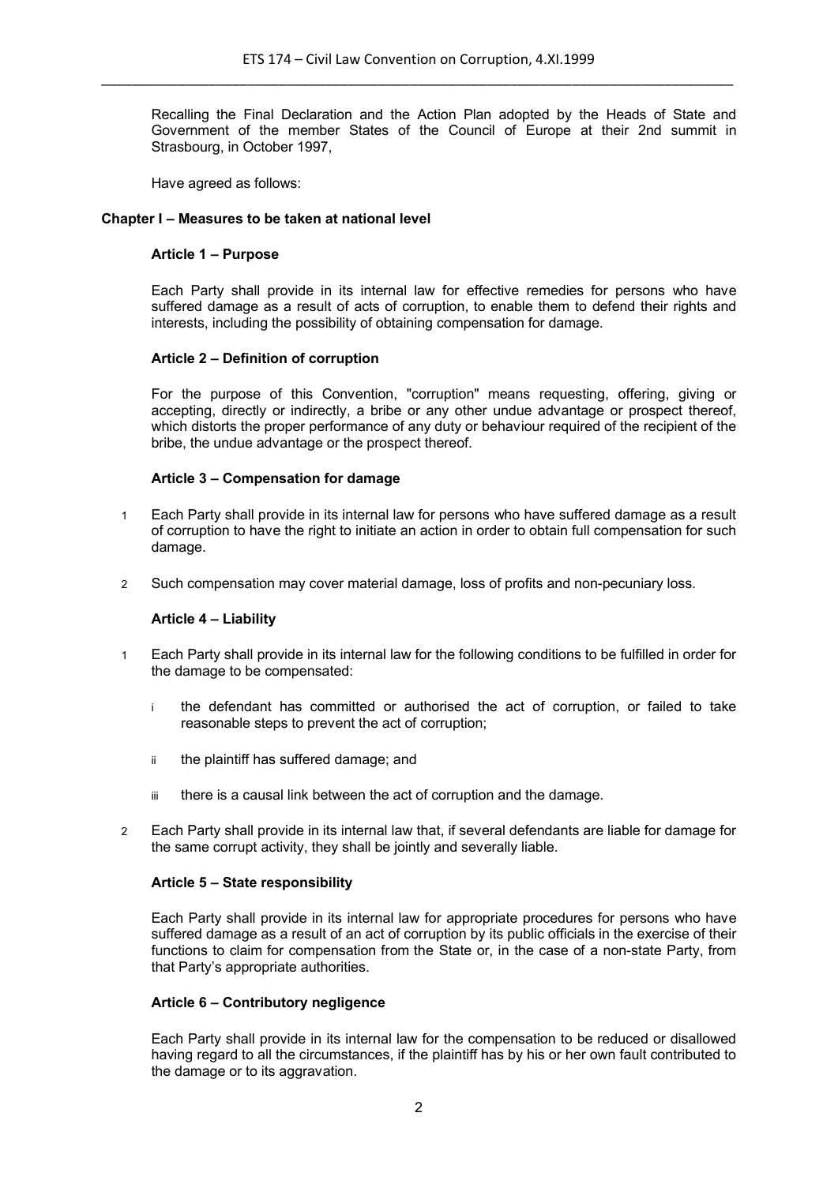Recalling the Final Declaration and the Action Plan adopted by the Heads of State and Government of the member States of the Council of Europe at their 2nd summit in Strasbourg, in October 1997,

Have agreed as follows:

## Chapter I – Measures to be taken at national level

### Article 1 – Purpose

Each Party shall provide in its internal law for effective remedies for persons who have suffered damage as a result of acts of corruption, to enable them to defend their rights and interests, including the possibility of obtaining compensation for damage.

### Article 2 – Definition of corruption

For the purpose of this Convention, "corruption" means requesting, offering, giving or accepting, directly or indirectly, a bribe or any other undue advantage or prospect thereof, which distorts the proper performance of any duty or behaviour required of the recipient of the bribe, the undue advantage or the prospect thereof.

### Article 3 – Compensation for damage

1. Each Party shall provide in its internal law for persons who have suffered damage as a result of corruption to have the right to initiate an action in order to obtain full compensation for such damage.

2. Such compensation may cover material damage, loss of profits and non-pecuniary loss.

### Article 4 – Liability

1. Each Party shall provide in its internal law for the following conditions to be fulfilled in order for the damage to be compensated:

   i. the defendant has committed or authorised the act of corruption, or failed to take reasonable steps to prevent the act of corruption;

   ii. the plaintiff has suffered damage; and

   iii. there is a causal link between the act of corruption and the damage.

2. Each Party shall provide in its internal law that, if several defendants are liable for damage for the same corrupt activity, they shall be jointly and severally liable.

### Article 5 – State responsibility

Each Party shall provide in its internal law for appropriate procedures for persons who have suffered damage as a result of an act of corruption by its public officials in the exercise of their functions to claim for compensation from the State or, in the case of a non-state Party, from that Party's appropriate authorities.

### Article 6 – Contributory negligence

Each Party shall provide in its internal law for the compensation to be reduced or disallowed having regard to all the circumstances, if the plaintiff has by his or her own fault contributed to the damage or to its aggravation.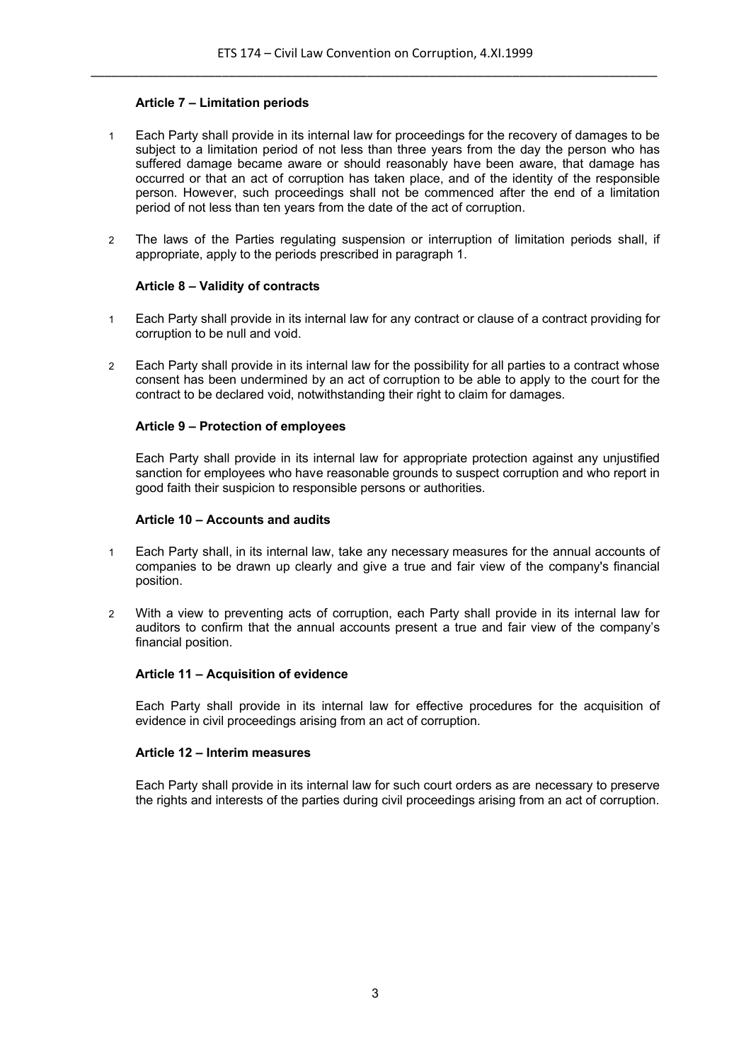### Article 7 – Limitation periods

1. Each Party shall provide in its internal law for proceedings for the recovery of damages to be subject to a limitation period of not less than three years from the day the person who has suffered damage became aware or should reasonably have been aware, that damage has occurred or that an act of corruption has taken place, and of the identity of the responsible person. However, such proceedings shall not be commenced after the end of a limitation period of not less than ten years from the date of the act of corruption.

2. The laws of the Parties regulating suspension or interruption of limitation periods shall, if appropriate, apply to the periods prescribed in paragraph 1.

### Article 8 – Validity of contracts

1. Each Party shall provide in its internal law for any contract or clause of a contract providing for corruption to be null and void.

2. Each Party shall provide in its internal law for the possibility for all parties to a contract whose consent has been undermined by an act of corruption to be able to apply to the court for the contract to be declared void, notwithstanding their right to claim for damages.

### Article 9 – Protection of employees

Each Party shall provide in its internal law for appropriate protection against any unjustified sanction for employees who have reasonable grounds to suspect corruption and who report in good faith their suspicion to responsible persons or authorities.

### Article 10 – Accounts and audits

1. Each Party shall, in its internal law, take any necessary measures for the annual accounts of companies to be drawn up clearly and give a true and fair view of the company's financial position.

2. With a view to preventing acts of corruption, each Party shall provide in its internal law for auditors to confirm that the annual accounts present a true and fair view of the company's financial position.

### Article 11 – Acquisition of evidence

Each Party shall provide in its internal law for effective procedures for the acquisition of evidence in civil proceedings arising from an act of corruption.

### Article 12 – Interim measures

Each Party shall provide in its internal law for such court orders as are necessary to preserve the rights and interests of the parties during civil proceedings arising from an act of corruption.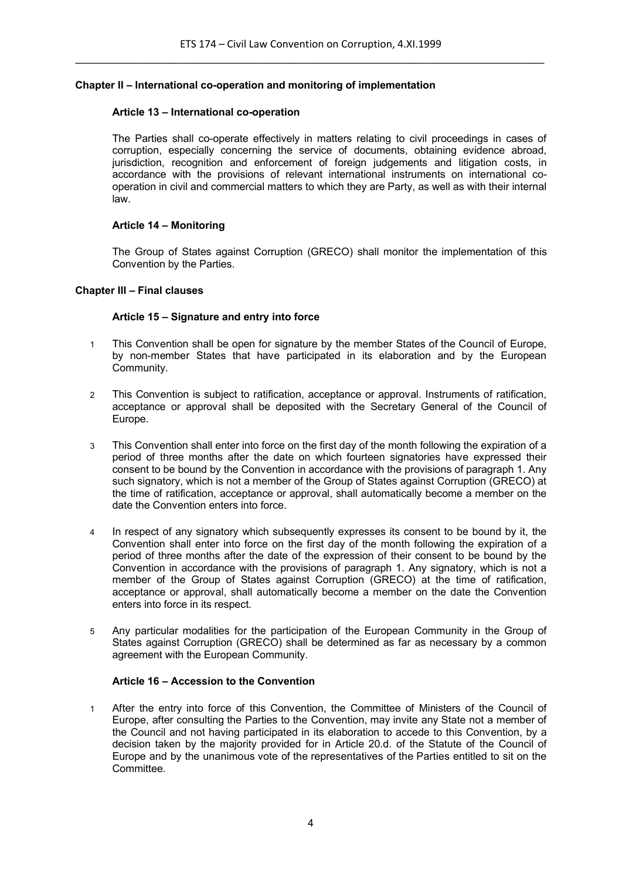## Chapter II – International co-operation and monitoring of implementation

### Article 13 – International co-operation

The Parties shall co-operate effectively in matters relating to civil proceedings in cases of corruption, especially concerning the service of documents, obtaining evidence abroad, jurisdiction, recognition and enforcement of foreign judgements and litigation costs, in accordance with the provisions of relevant international instruments on international co-operation in civil and commercial matters to which they are Party, as well as with their internal law.

### Article 14 – Monitoring

The Group of States against Corruption (GRECO) shall monitor the implementation of this Convention by the Parties.

## Chapter III – Final clauses

### Article 15 – Signature and entry into force

1 This Convention shall be open for signature by the member States of the Council of Europe, by non-member States that have participated in its elaboration and by the European Community.

2 This Convention is subject to ratification, acceptance or approval. Instruments of ratification, acceptance or approval shall be deposited with the Secretary General of the Council of Europe.

3 This Convention shall enter into force on the first day of the month following the expiration of a period of three months after the date on which fourteen signatories have expressed their consent to be bound by the Convention in accordance with the provisions of paragraph 1. Any such signatory, which is not a member of the Group of States against Corruption (GRECO) at the time of ratification, acceptance or approval, shall automatically become a member on the date the Convention enters into force.

4 In respect of any signatory which subsequently expresses its consent to be bound by it, the Convention shall enter into force on the first day of the month following the expiration of a period of three months after the date of the expression of their consent to be bound by the Convention in accordance with the provisions of paragraph 1. Any signatory, which is not a member of the Group of States against Corruption (GRECO) at the time of ratification, acceptance or approval, shall automatically become a member on the date the Convention enters into force in its respect.

5 Any particular modalities for the participation of the European Community in the Group of States against Corruption (GRECO) shall be determined as far as necessary by a common agreement with the European Community.

### Article 16 – Accession to the Convention

1 After the entry into force of this Convention, the Committee of Ministers of the Council of Europe, after consulting the Parties to the Convention, may invite any State not a member of the Council and not having participated in its elaboration to accede to this Convention, by a decision taken by the majority provided for in Article 20.d. of the Statute of the Council of Europe and by the unanimous vote of the representatives of the Parties entitled to sit on the Committee.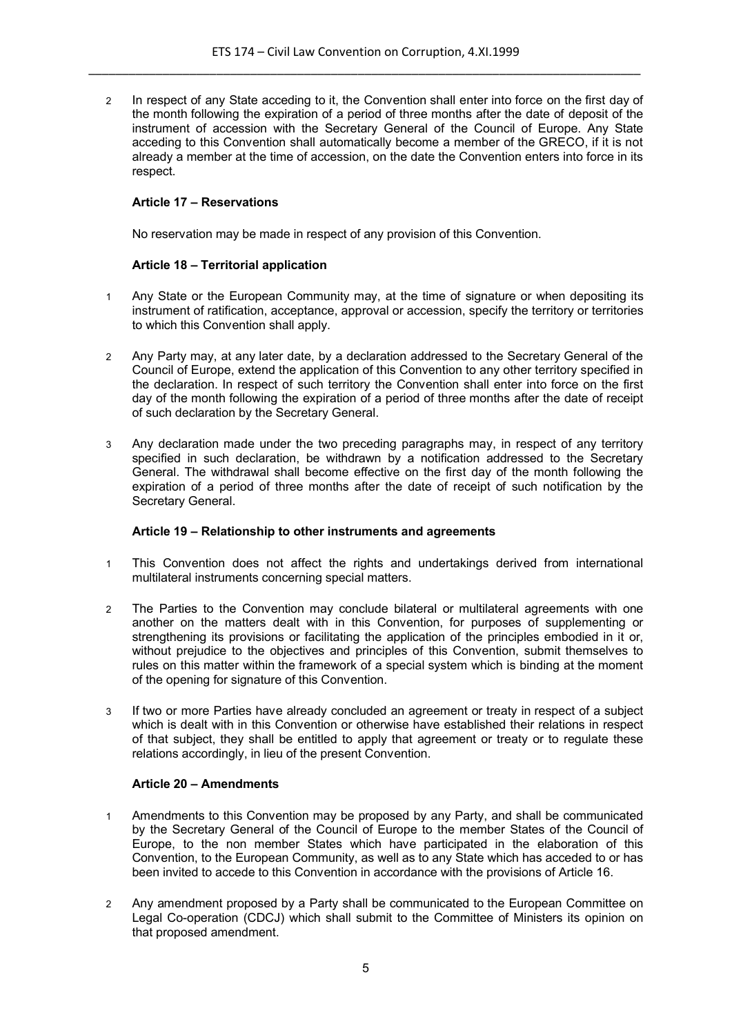2 In respect of any State acceding to it, the Convention shall enter into force on the first day of the month following the expiration of a period of three months after the date of deposit of the instrument of accession with the Secretary General of the Council of Europe. Any State acceding to this Convention shall automatically become a member of the GRECO, if it is not already a member at the time of accession, on the date the Convention enters into force in its respect.

### Article 17 – Reservations

No reservation may be made in respect of any provision of this Convention.

### Article 18 – Territorial application

1 Any State or the European Community may, at the time of signature or when depositing its instrument of ratification, acceptance, approval or accession, specify the territory or territories to which this Convention shall apply.

2 Any Party may, at any later date, by a declaration addressed to the Secretary General of the Council of Europe, extend the application of this Convention to any other territory specified in the declaration. In respect of such territory the Convention shall enter into force on the first day of the month following the expiration of a period of three months after the date of receipt of such declaration by the Secretary General.

3 Any declaration made under the two preceding paragraphs may, in respect of any territory specified in such declaration, be withdrawn by a notification addressed to the Secretary General. The withdrawal shall become effective on the first day of the month following the expiration of a period of three months after the date of receipt of such notification by the Secretary General.

### Article 19 – Relationship to other instruments and agreements

1 This Convention does not affect the rights and undertakings derived from international multilateral instruments concerning special matters.

2 The Parties to the Convention may conclude bilateral or multilateral agreements with one another on the matters dealt with in this Convention, for purposes of supplementing or strengthening its provisions or facilitating the application of the principles embodied in it or, without prejudice to the objectives and principles of this Convention, submit themselves to rules on this matter within the framework of a special system which is binding at the moment of the opening for signature of this Convention.

3 If two or more Parties have already concluded an agreement or treaty in respect of a subject which is dealt with in this Convention or otherwise have established their relations in respect of that subject, they shall be entitled to apply that agreement or treaty or to regulate these relations accordingly, in lieu of the present Convention.

### Article 20 – Amendments

1 Amendments to this Convention may be proposed by any Party, and shall be communicated by the Secretary General of the Council of Europe to the member States of the Council of Europe, to the non member States which have participated in the elaboration of this Convention, to the European Community, as well as to any State which has acceded to or has been invited to accede to this Convention in accordance with the provisions of Article 16.

2 Any amendment proposed by a Party shall be communicated to the European Committee on Legal Co-operation (CDCJ) which shall submit to the Committee of Ministers its opinion on that proposed amendment.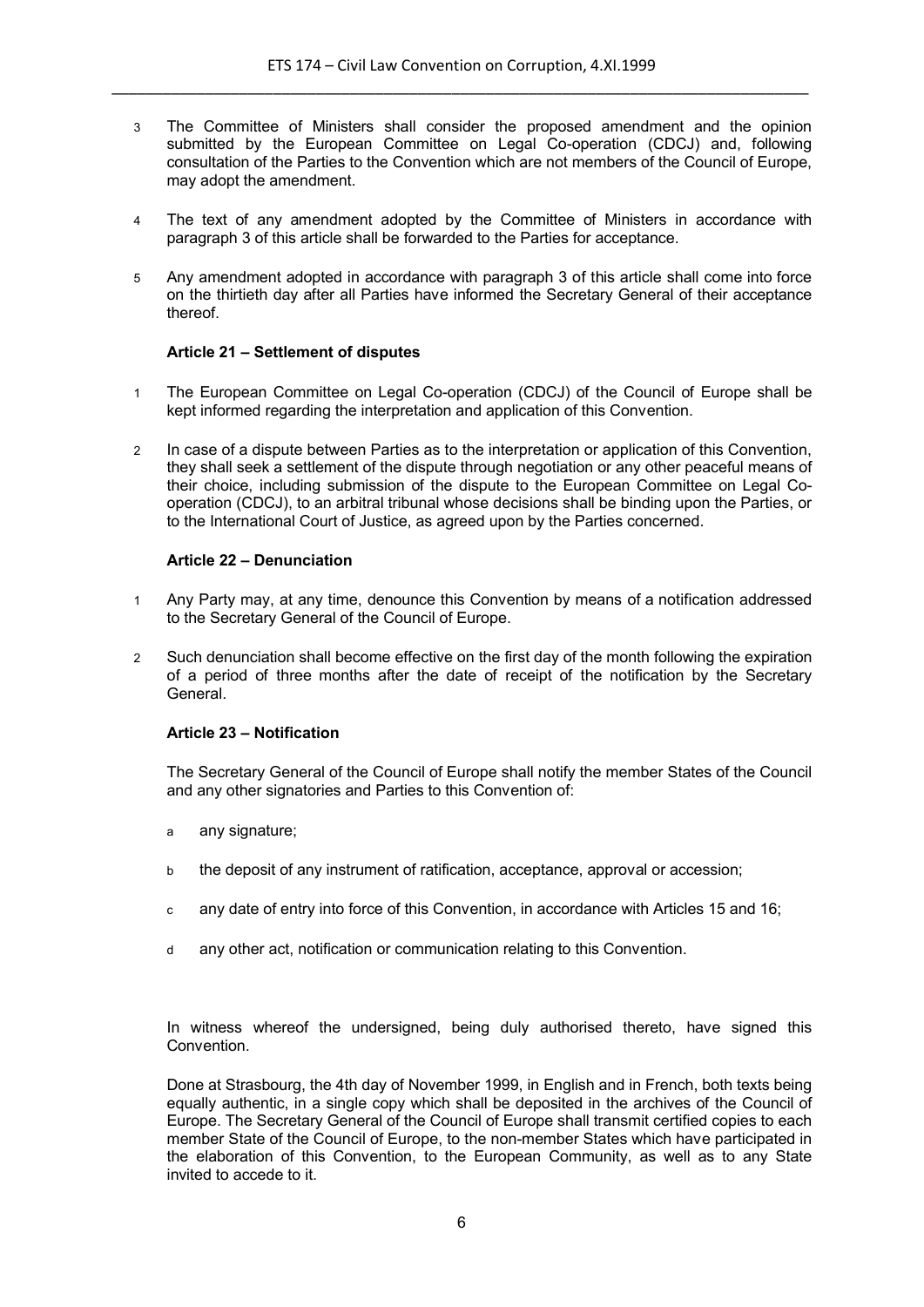3 The Committee of Ministers shall consider the proposed amendment and the opinion submitted by the European Committee on Legal Co-operation (CDCJ) and, following consultation of the Parties to the Convention which are not members of the Council of Europe, may adopt the amendment.

4 The text of any amendment adopted by the Committee of Ministers in accordance with paragraph 3 of this article shall be forwarded to the Parties for acceptance.

5 Any amendment adopted in accordance with paragraph 3 of this article shall come into force on the thirtieth day after all Parties have informed the Secretary General of their acceptance thereof.

**Article 21 – Settlement of disputes**

1 The European Committee on Legal Co-operation (CDCJ) of the Council of Europe shall be kept informed regarding the interpretation and application of this Convention.

2 In case of a dispute between Parties as to the interpretation or application of this Convention, they shall seek a settlement of the dispute through negotiation or any other peaceful means of their choice, including submission of the dispute to the European Committee on Legal Co-operation (CDCJ), to an arbitral tribunal whose decisions shall be binding upon the Parties, or to the International Court of Justice, as agreed upon by the Parties concerned.

**Article 22 – Denunciation**

1 Any Party may, at any time, denounce this Convention by means of a notification addressed to the Secretary General of the Council of Europe.

2 Such denunciation shall become effective on the first day of the month following the expiration of a period of three months after the date of receipt of the notification by the Secretary General.

**Article 23 – Notification**

The Secretary General of the Council of Europe shall notify the member States of the Council and any other signatories and Parties to this Convention of:

a any signature;

b the deposit of any instrument of ratification, acceptance, approval or accession;

c any date of entry into force of this Convention, in accordance with Articles 15 and 16;

d any other act, notification or communication relating to this Convention.

In witness whereof the undersigned, being duly authorised thereto, have signed this Convention.

Done at Strasbourg, the 4th day of November 1999, in English and in French, both texts being equally authentic, in a single copy which shall be deposited in the archives of the Council of Europe. The Secretary General of the Council of Europe shall transmit certified copies to each member State of the Council of Europe, to the non-member States which have participated in the elaboration of this Convention, to the European Community, as well as to any State invited to accede to it.